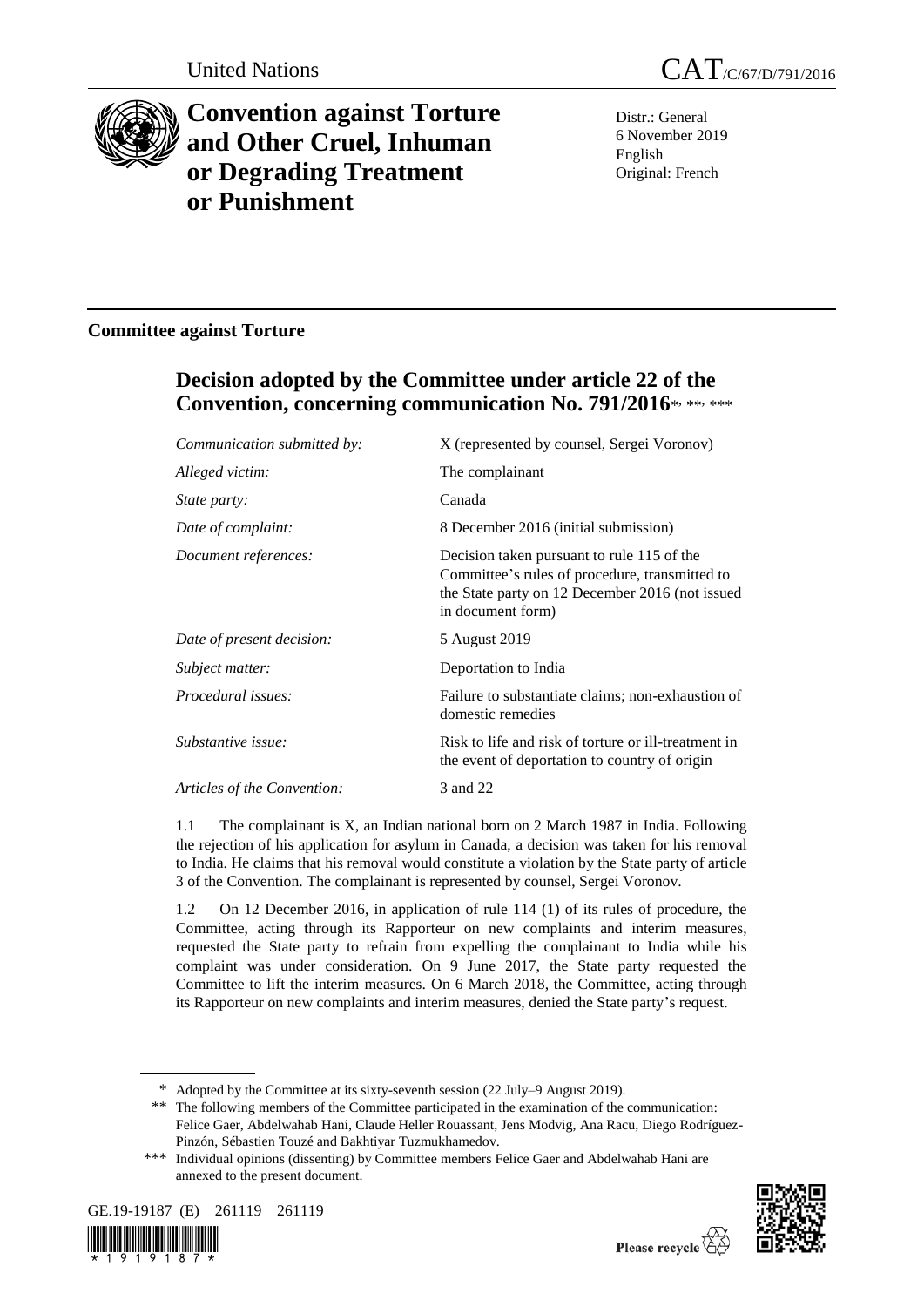United Nations

# CAT/C/67/D/791/2016

# Convention against Torture and Other Cruel, Inhuman or Degrading Treatment or Punishment

Distr.: General
6 November 2019
English
Original: French

## Committee against Torture

## Decision adopted by the Committee under article 22 of the Convention, concerning communication No. 791/2016*, **, ***

| | |
|---|---|
| *Communication submitted by:* | X (represented by counsel, Sergei Voronov) |
| *Alleged victim:* | The complainant |
| *State party:* | Canada |
| *Date of complaint:* | 8 December 2016 (initial submission) |
| *Document references:* | Decision taken pursuant to rule 115 of the Committee's rules of procedure, transmitted to the State party on 12 December 2016 (not issued in document form) |
| *Date of present decision:* | 5 August 2019 |
| *Subject matter:* | Deportation to India |
| *Procedural issues:* | Failure to substantiate claims; non-exhaustion of domestic remedies |
| *Substantive issue:* | Risk to life and risk of torture or ill-treatment in the event of deportation to country of origin |
| *Articles of the Convention:* | 3 and 22 |

1.1 The complainant is X, an Indian national born on 2 March 1987 in India. Following the rejection of his application for asylum in Canada, a decision was taken for his removal to India. He claims that his removal would constitute a violation by the State party of article 3 of the Convention. The complainant is represented by counsel, Sergei Voronov.

1.2 On 12 December 2016, in application of rule 114 (1) of its rules of procedure, the Committee, acting through its Rapporteur on new complaints and interim measures, requested the State party to refrain from expelling the complainant to India while his complaint was under consideration. On 9 June 2017, the State party requested the Committee to lift the interim measures. On 6 March 2018, the Committee, acting through its Rapporteur on new complaints and interim measures, denied the State party's request.

\* Adopted by the Committee at its sixty-seventh session (22 July–9 August 2019).

\*\* The following members of the Committee participated in the examination of the communication: Felice Gaer, Abdelwahab Hani, Claude Heller Rouassant, Jens Modvig, Ana Racu, Diego Rodríguez-Pinzón, Sébastien Touzé and Bakhtiyar Tuzmukhamedov.

\*\*\* Individual opinions (dissenting) by Committee members Felice Gaer and Abdelwahab Hani are annexed to the present document.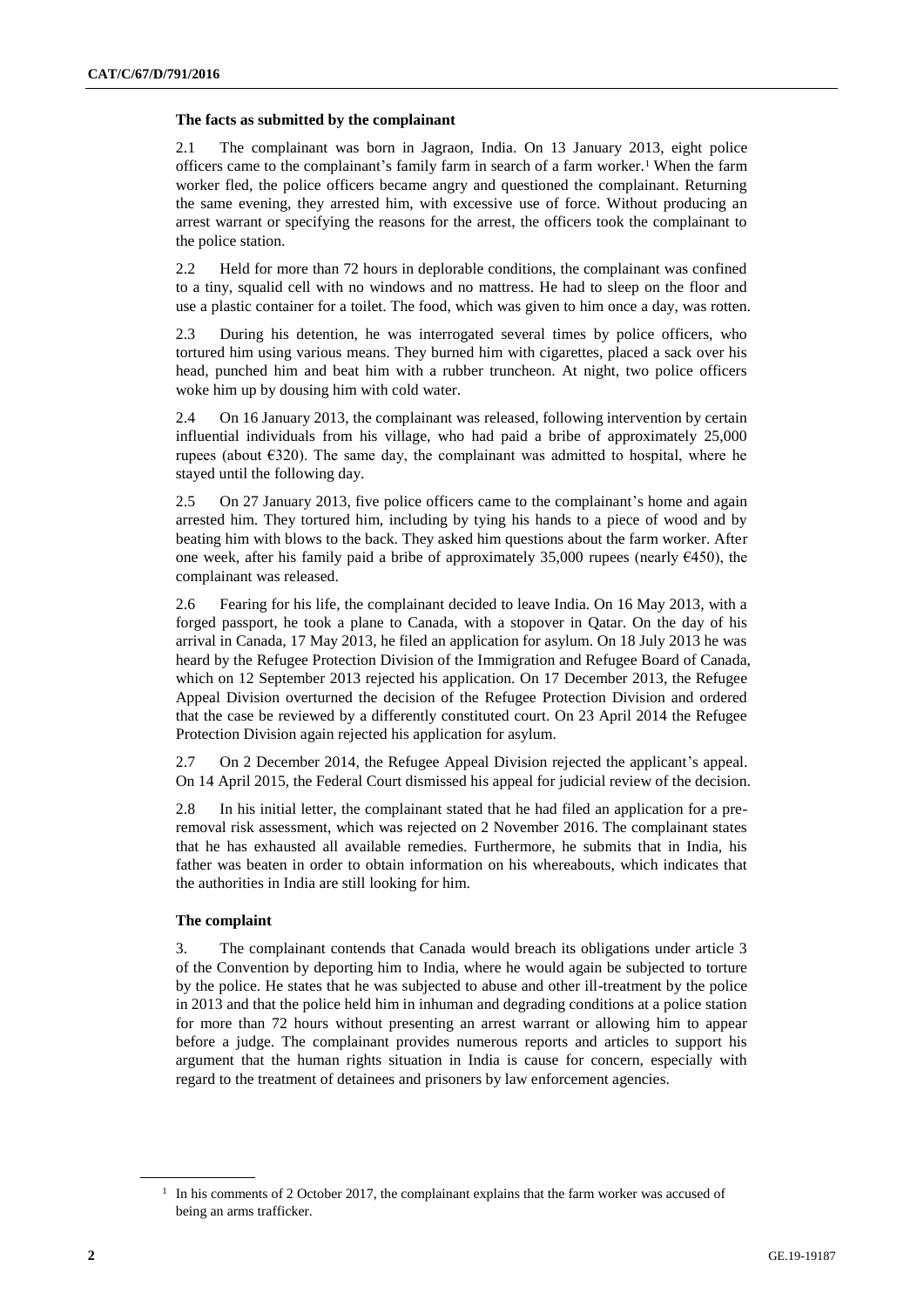**The facts as submitted by the complainant**

2.1 The complainant was born in Jagraon, India. On 13 January 2013, eight police officers came to the complainant's family farm in search of a farm worker.[1] When the farm worker fled, the police officers became angry and questioned the complainant. Returning the same evening, they arrested him, with excessive use of force. Without producing an arrest warrant or specifying the reasons for the arrest, the officers took the complainant to the police station.

2.2 Held for more than 72 hours in deplorable conditions, the complainant was confined to a tiny, squalid cell with no windows and no mattress. He had to sleep on the floor and use a plastic container for a toilet. The food, which was given to him once a day, was rotten.

2.3 During his detention, he was interrogated several times by police officers, who tortured him using various means. They burned him with cigarettes, placed a sack over his head, punched him and beat him with a rubber truncheon. At night, two police officers woke him up by dousing him with cold water.

2.4 On 16 January 2013, the complainant was released, following intervention by certain influential individuals from his village, who had paid a bribe of approximately 25,000 rupees (about €320). The same day, the complainant was admitted to hospital, where he stayed until the following day.

2.5 On 27 January 2013, five police officers came to the complainant's home and again arrested him. They tortured him, including by tying his hands to a piece of wood and by beating him with blows to the back. They asked him questions about the farm worker. After one week, after his family paid a bribe of approximately 35,000 rupees (nearly €450), the complainant was released.

2.6 Fearing for his life, the complainant decided to leave India. On 16 May 2013, with a forged passport, he took a plane to Canada, with a stopover in Qatar. On the day of his arrival in Canada, 17 May 2013, he filed an application for asylum. On 18 July 2013 he was heard by the Refugee Protection Division of the Immigration and Refugee Board of Canada, which on 12 September 2013 rejected his application. On 17 December 2013, the Refugee Appeal Division overturned the decision of the Refugee Protection Division and ordered that the case be reviewed by a differently constituted court. On 23 April 2014 the Refugee Protection Division again rejected his application for asylum.

2.7 On 2 December 2014, the Refugee Appeal Division rejected the applicant's appeal. On 14 April 2015, the Federal Court dismissed his appeal for judicial review of the decision.

2.8 In his initial letter, the complainant stated that he had filed an application for a pre-removal risk assessment, which was rejected on 2 November 2016. The complainant states that he has exhausted all available remedies. Furthermore, he submits that in India, his father was beaten in order to obtain information on his whereabouts, which indicates that the authorities in India are still looking for him.

**The complaint**

3. The complainant contends that Canada would breach its obligations under article 3 of the Convention by deporting him to India, where he would again be subjected to torture by the police. He states that he was subjected to abuse and other ill-treatment by the police in 2013 and that the police held him in inhuman and degrading conditions at a police station for more than 72 hours without presenting an arrest warrant or allowing him to appear before a judge. The complainant provides numerous reports and articles to support his argument that the human rights situation in India is cause for concern, especially with regard to the treatment of detainees and prisoners by law enforcement agencies.

[1] In his comments of 2 October 2017, the complainant explains that the farm worker was accused of being an arms trafficker.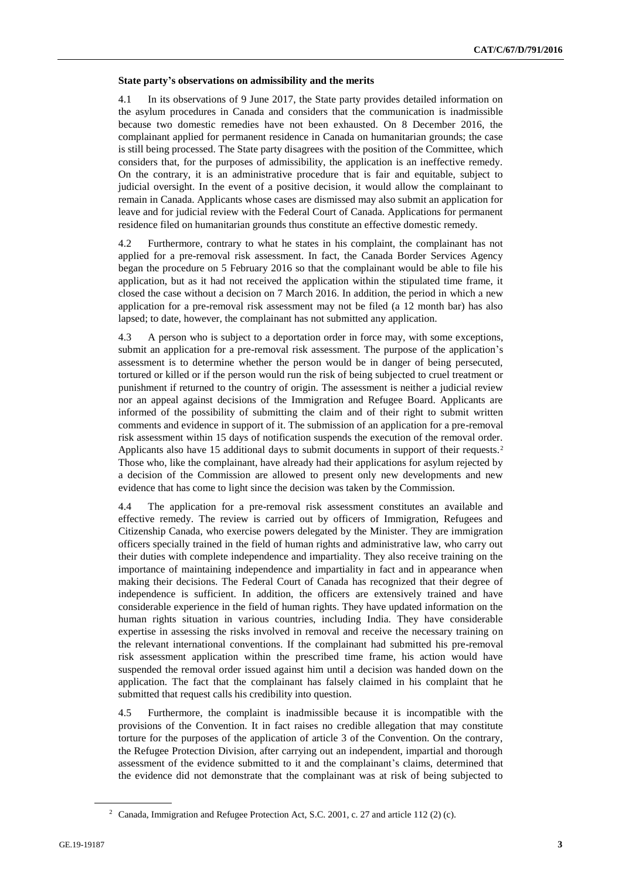**State party's observations on admissibility and the merits**

4.1 In its observations of 9 June 2017, the State party provides detailed information on the asylum procedures in Canada and considers that the communication is inadmissible because two domestic remedies have not been exhausted. On 8 December 2016, the complainant applied for permanent residence in Canada on humanitarian grounds; the case is still being processed. The State party disagrees with the position of the Committee, which considers that, for the purposes of admissibility, the application is an ineffective remedy. On the contrary, it is an administrative procedure that is fair and equitable, subject to judicial oversight. In the event of a positive decision, it would allow the complainant to remain in Canada. Applicants whose cases are dismissed may also submit an application for leave and for judicial review with the Federal Court of Canada. Applications for permanent residence filed on humanitarian grounds thus constitute an effective domestic remedy.

4.2 Furthermore, contrary to what he states in his complaint, the complainant has not applied for a pre-removal risk assessment. In fact, the Canada Border Services Agency began the procedure on 5 February 2016 so that the complainant would be able to file his application, but as it had not received the application within the stipulated time frame, it closed the case without a decision on 7 March 2016. In addition, the period in which a new application for a pre-removal risk assessment may not be filed (a 12 month bar) has also lapsed; to date, however, the complainant has not submitted any application.

4.3 A person who is subject to a deportation order in force may, with some exceptions, submit an application for a pre-removal risk assessment. The purpose of the application's assessment is to determine whether the person would be in danger of being persecuted, tortured or killed or if the person would run the risk of being subjected to cruel treatment or punishment if returned to the country of origin. The assessment is neither a judicial review nor an appeal against decisions of the Immigration and Refugee Board. Applicants are informed of the possibility of submitting the claim and of their right to submit written comments and evidence in support of it. The submission of an application for a pre-removal risk assessment within 15 days of notification suspends the execution of the removal order. Applicants also have 15 additional days to submit documents in support of their requests.[2] Those who, like the complainant, have already had their applications for asylum rejected by a decision of the Commission are allowed to present only new developments and new evidence that has come to light since the decision was taken by the Commission.

4.4 The application for a pre-removal risk assessment constitutes an available and effective remedy. The review is carried out by officers of Immigration, Refugees and Citizenship Canada, who exercise powers delegated by the Minister. They are immigration officers specially trained in the field of human rights and administrative law, who carry out their duties with complete independence and impartiality. They also receive training on the importance of maintaining independence and impartiality in fact and in appearance when making their decisions. The Federal Court of Canada has recognized that their degree of independence is sufficient. In addition, the officers are extensively trained and have considerable experience in the field of human rights. They have updated information on the human rights situation in various countries, including India. They have considerable expertise in assessing the risks involved in removal and receive the necessary training on the relevant international conventions. If the complainant had submitted his pre-removal risk assessment application within the prescribed time frame, his action would have suspended the removal order issued against him until a decision was handed down on the application. The fact that the complainant has falsely claimed in his complaint that he submitted that request calls his credibility into question.

4.5 Furthermore, the complaint is inadmissible because it is incompatible with the provisions of the Convention. It in fact raises no credible allegation that may constitute torture for the purposes of the application of article 3 of the Convention. On the contrary, the Refugee Protection Division, after carrying out an independent, impartial and thorough assessment of the evidence submitted to it and the complainant's claims, determined that the evidence did not demonstrate that the complainant was at risk of being subjected to

[2] Canada, Immigration and Refugee Protection Act, S.C. 2001, c. 27 and article 112 (2) (c).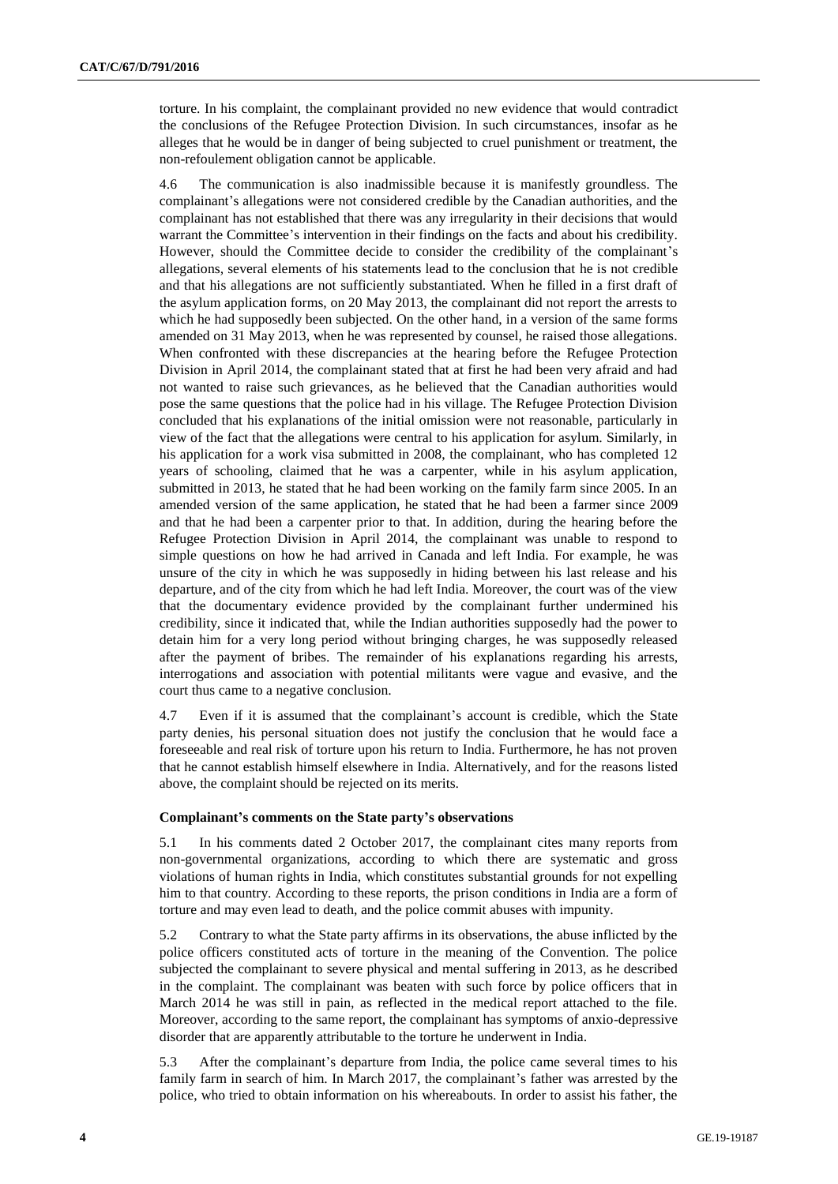torture. In his complaint, the complainant provided no new evidence that would contradict the conclusions of the Refugee Protection Division. In such circumstances, insofar as he alleges that he would be in danger of being subjected to cruel punishment or treatment, the non-refoulement obligation cannot be applicable.

4.6 The communication is also inadmissible because it is manifestly groundless. The complainant's allegations were not considered credible by the Canadian authorities, and the complainant has not established that there was any irregularity in their decisions that would warrant the Committee's intervention in their findings on the facts and about his credibility. However, should the Committee decide to consider the credibility of the complainant's allegations, several elements of his statements lead to the conclusion that he is not credible and that his allegations are not sufficiently substantiated. When he filled in a first draft of the asylum application forms, on 20 May 2013, the complainant did not report the arrests to which he had supposedly been subjected. On the other hand, in a version of the same forms amended on 31 May 2013, when he was represented by counsel, he raised those allegations. When confronted with these discrepancies at the hearing before the Refugee Protection Division in April 2014, the complainant stated that at first he had been very afraid and had not wanted to raise such grievances, as he believed that the Canadian authorities would pose the same questions that the police had in his village. The Refugee Protection Division concluded that his explanations of the initial omission were not reasonable, particularly in view of the fact that the allegations were central to his application for asylum. Similarly, in his application for a work visa submitted in 2008, the complainant, who has completed 12 years of schooling, claimed that he was a carpenter, while in his asylum application, submitted in 2013, he stated that he had been working on the family farm since 2005. In an amended version of the same application, he stated that he had been a farmer since 2009 and that he had been a carpenter prior to that. In addition, during the hearing before the Refugee Protection Division in April 2014, the complainant was unable to respond to simple questions on how he had arrived in Canada and left India. For example, he was unsure of the city in which he was supposedly in hiding between his last release and his departure, and of the city from which he had left India. Moreover, the court was of the view that the documentary evidence provided by the complainant further undermined his credibility, since it indicated that, while the Indian authorities supposedly had the power to detain him for a very long period without bringing charges, he was supposedly released after the payment of bribes. The remainder of his explanations regarding his arrests, interrogations and association with potential militants were vague and evasive, and the court thus came to a negative conclusion.

4.7 Even if it is assumed that the complainant's account is credible, which the State party denies, his personal situation does not justify the conclusion that he would face a foreseeable and real risk of torture upon his return to India. Furthermore, he has not proven that he cannot establish himself elsewhere in India. Alternatively, and for the reasons listed above, the complaint should be rejected on its merits.

### Complainant's comments on the State party's observations

5.1 In his comments dated 2 October 2017, the complainant cites many reports from non-governmental organizations, according to which there are systematic and gross violations of human rights in India, which constitutes substantial grounds for not expelling him to that country. According to these reports, the prison conditions in India are a form of torture and may even lead to death, and the police commit abuses with impunity.

5.2 Contrary to what the State party affirms in its observations, the abuse inflicted by the police officers constituted acts of torture in the meaning of the Convention. The police subjected the complainant to severe physical and mental suffering in 2013, as he described in the complaint. The complainant was beaten with such force by police officers that in March 2014 he was still in pain, as reflected in the medical report attached to the file. Moreover, according to the same report, the complainant has symptoms of anxio-depressive disorder that are apparently attributable to the torture he underwent in India.

5.3 After the complainant's departure from India, the police came several times to his family farm in search of him. In March 2017, the complainant's father was arrested by the police, who tried to obtain information on his whereabouts. In order to assist his father, the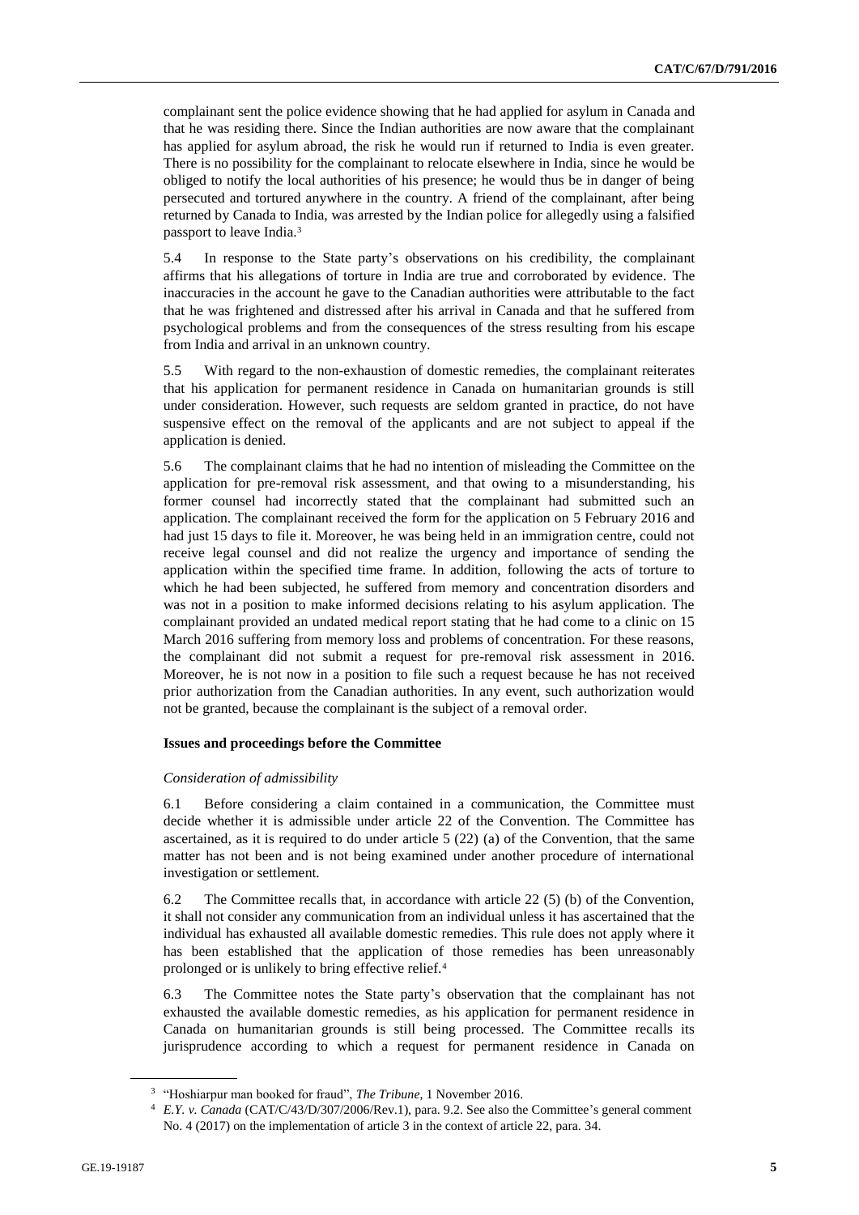complainant sent the police evidence showing that he had applied for asylum in Canada and that he was residing there. Since the Indian authorities are now aware that the complainant has applied for asylum abroad, the risk he would run if returned to India is even greater. There is no possibility for the complainant to relocate elsewhere in India, since he would be obliged to notify the local authorities of his presence; he would thus be in danger of being persecuted and tortured anywhere in the country. A friend of the complainant, after being returned by Canada to India, was arrested by the Indian police for allegedly using a falsified passport to leave India.[3]

5.4 In response to the State party's observations on his credibility, the complainant affirms that his allegations of torture in India are true and corroborated by evidence. The inaccuracies in the account he gave to the Canadian authorities were attributable to the fact that he was frightened and distressed after his arrival in Canada and that he suffered from psychological problems and from the consequences of the stress resulting from his escape from India and arrival in an unknown country.

5.5 With regard to the non-exhaustion of domestic remedies, the complainant reiterates that his application for permanent residence in Canada on humanitarian grounds is still under consideration. However, such requests are seldom granted in practice, do not have suspensive effect on the removal of the applicants and are not subject to appeal if the application is denied.

5.6 The complainant claims that he had no intention of misleading the Committee on the application for pre-removal risk assessment, and that owing to a misunderstanding, his former counsel had incorrectly stated that the complainant had submitted such an application. The complainant received the form for the application on 5 February 2016 and had just 15 days to file it. Moreover, he was being held in an immigration centre, could not receive legal counsel and did not realize the urgency and importance of sending the application within the specified time frame. In addition, following the acts of torture to which he had been subjected, he suffered from memory and concentration disorders and was not in a position to make informed decisions relating to his asylum application. The complainant provided an undated medical report stating that he had come to a clinic on 15 March 2016 suffering from memory loss and problems of concentration. For these reasons, the complainant did not submit a request for pre-removal risk assessment in 2016. Moreover, he is not now in a position to file such a request because he has not received prior authorization from the Canadian authorities. In any event, such authorization would not be granted, because the complainant is the subject of a removal order.

### Issues and proceedings before the Committee

*Consideration of admissibility*

6.1 Before considering a claim contained in a communication, the Committee must decide whether it is admissible under article 22 of the Convention. The Committee has ascertained, as it is required to do under article 5 (22) (a) of the Convention, that the same matter has not been and is not being examined under another procedure of international investigation or settlement.

6.2 The Committee recalls that, in accordance with article 22 (5) (b) of the Convention, it shall not consider any communication from an individual unless it has ascertained that the individual has exhausted all available domestic remedies. This rule does not apply where it has been established that the application of those remedies has been unreasonably prolonged or is unlikely to bring effective relief.[4]

6.3 The Committee notes the State party's observation that the complainant has not exhausted the available domestic remedies, as his application for permanent residence in Canada on humanitarian grounds is still being processed. The Committee recalls its jurisprudence according to which a request for permanent residence in Canada on

---

[3] "Hoshiarpur man booked for fraud", *The Tribune*, 1 November 2016.

[4] *E.Y. v. Canada* (CAT/C/43/D/307/2006/Rev.1), para. 9.2. See also the Committee's general comment No. 4 (2017) on the implementation of article 3 in the context of article 22, para. 34.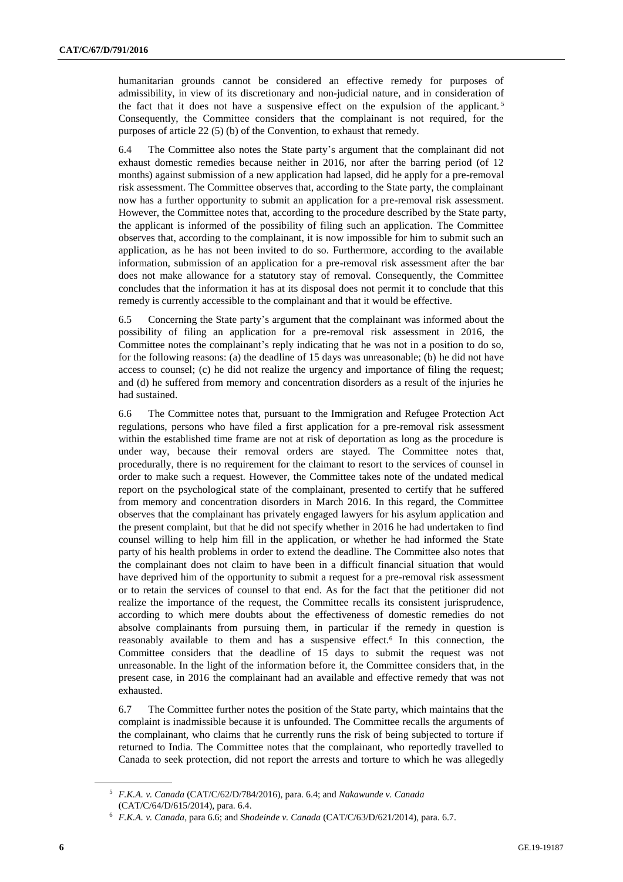humanitarian grounds cannot be considered an effective remedy for purposes of admissibility, in view of its discretionary and non-judicial nature, and in consideration of the fact that it does not have a suspensive effect on the expulsion of the applicant.[5] Consequently, the Committee considers that the complainant is not required, for the purposes of article 22 (5) (b) of the Convention, to exhaust that remedy.

6.4 The Committee also notes the State party's argument that the complainant did not exhaust domestic remedies because neither in 2016, nor after the barring period (of 12 months) against submission of a new application had lapsed, did he apply for a pre-removal risk assessment. The Committee observes that, according to the State party, the complainant now has a further opportunity to submit an application for a pre-removal risk assessment. However, the Committee notes that, according to the procedure described by the State party, the applicant is informed of the possibility of filing such an application. The Committee observes that, according to the complainant, it is now impossible for him to submit such an application, as he has not been invited to do so. Furthermore, according to the available information, submission of an application for a pre-removal risk assessment after the bar does not make allowance for a statutory stay of removal. Consequently, the Committee concludes that the information it has at its disposal does not permit it to conclude that this remedy is currently accessible to the complainant and that it would be effective.

6.5 Concerning the State party's argument that the complainant was informed about the possibility of filing an application for a pre-removal risk assessment in 2016, the Committee notes the complainant's reply indicating that he was not in a position to do so, for the following reasons: (a) the deadline of 15 days was unreasonable; (b) he did not have access to counsel; (c) he did not realize the urgency and importance of filing the request; and (d) he suffered from memory and concentration disorders as a result of the injuries he had sustained.

6.6 The Committee notes that, pursuant to the Immigration and Refugee Protection Act regulations, persons who have filed a first application for a pre-removal risk assessment within the established time frame are not at risk of deportation as long as the procedure is under way, because their removal orders are stayed. The Committee notes that, procedurally, there is no requirement for the claimant to resort to the services of counsel in order to make such a request. However, the Committee takes note of the undated medical report on the psychological state of the complainant, presented to certify that he suffered from memory and concentration disorders in March 2016. In this regard, the Committee observes that the complainant has privately engaged lawyers for his asylum application and the present complaint, but that he did not specify whether in 2016 he had undertaken to find counsel willing to help him fill in the application, or whether he had informed the State party of his health problems in order to extend the deadline. The Committee also notes that the complainant does not claim to have been in a difficult financial situation that would have deprived him of the opportunity to submit a request for a pre-removal risk assessment or to retain the services of counsel to that end. As for the fact that the petitioner did not realize the importance of the request, the Committee recalls its consistent jurisprudence, according to which mere doubts about the effectiveness of domestic remedies do not absolve complainants from pursuing them, in particular if the remedy in question is reasonably available to them and has a suspensive effect.[6] In this connection, the Committee considers that the deadline of 15 days to submit the request was not unreasonable. In the light of the information before it, the Committee considers that, in the present case, in 2016 the complainant had an available and effective remedy that was not exhausted.

6.7 The Committee further notes the position of the State party, which maintains that the complaint is inadmissible because it is unfounded. The Committee recalls the arguments of the complainant, who claims that he currently runs the risk of being subjected to torture if returned to India. The Committee notes that the complainant, who reportedly travelled to Canada to seek protection, did not report the arrests and torture to which he was allegedly

[5] *F.K.A. v. Canada* (CAT/C/62/D/784/2016), para. 6.4; and *Nakawunde v. Canada* (CAT/C/64/D/615/2014), para. 6.4.

[6] *F.K.A. v. Canada*, para 6.6; and *Shodeinde v. Canada* (CAT/C/63/D/621/2014), para. 6.7.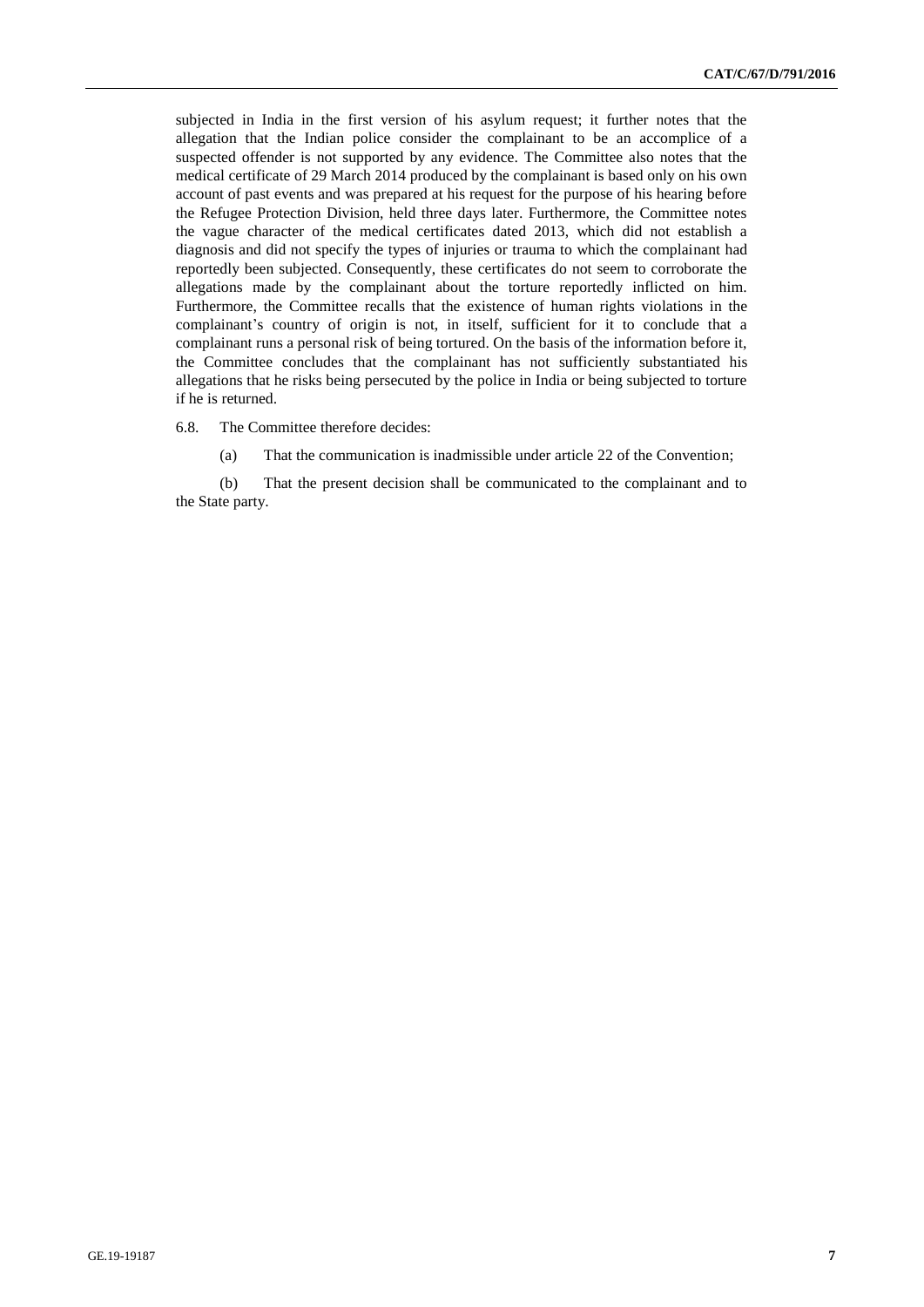subjected in India in the first version of his asylum request; it further notes that the allegation that the Indian police consider the complainant to be an accomplice of a suspected offender is not supported by any evidence. The Committee also notes that the medical certificate of 29 March 2014 produced by the complainant is based only on his own account of past events and was prepared at his request for the purpose of his hearing before the Refugee Protection Division, held three days later. Furthermore, the Committee notes the vague character of the medical certificates dated 2013, which did not establish a diagnosis and did not specify the types of injuries or trauma to which the complainant had reportedly been subjected. Consequently, these certificates do not seem to corroborate the allegations made by the complainant about the torture reportedly inflicted on him. Furthermore, the Committee recalls that the existence of human rights violations in the complainant's country of origin is not, in itself, sufficient for it to conclude that a complainant runs a personal risk of being tortured. On the basis of the information before it, the Committee concludes that the complainant has not sufficiently substantiated his allegations that he risks being persecuted by the police in India or being subjected to torture if he is returned.

6.8. The Committee therefore decides:

(a) That the communication is inadmissible under article 22 of the Convention;

(b) That the present decision shall be communicated to the complainant and to the State party.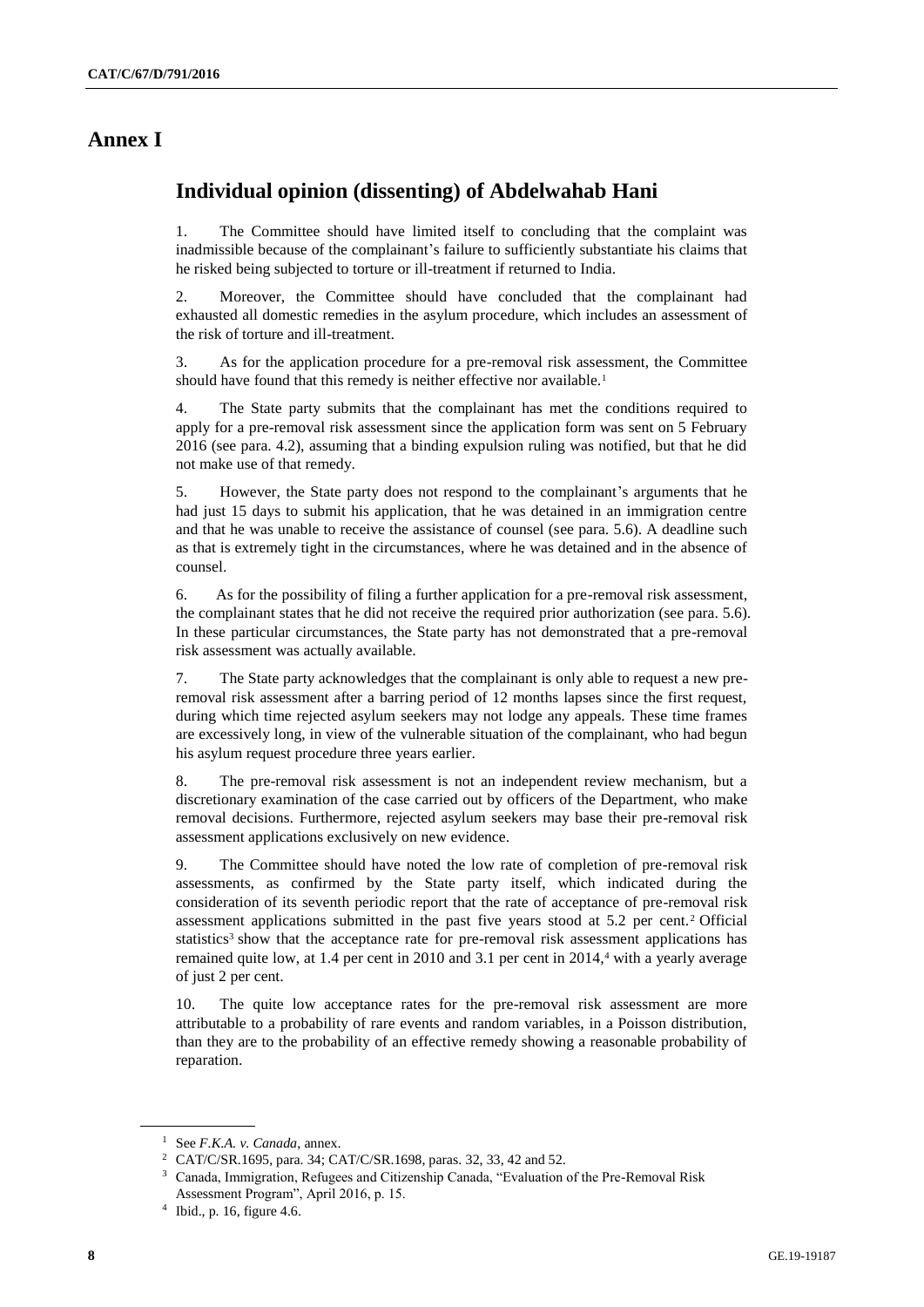# Annex I

## Individual opinion (dissenting) of Abdelwahab Hani

1. The Committee should have limited itself to concluding that the complaint was inadmissible because of the complainant's failure to sufficiently substantiate his claims that he risked being subjected to torture or ill-treatment if returned to India.

2. Moreover, the Committee should have concluded that the complainant had exhausted all domestic remedies in the asylum procedure, which includes an assessment of the risk of torture and ill-treatment.

3. As for the application procedure for a pre-removal risk assessment, the Committee should have found that this remedy is neither effective nor available.[1]

4. The State party submits that the complainant has met the conditions required to apply for a pre-removal risk assessment since the application form was sent on 5 February 2016 (see para. 4.2), assuming that a binding expulsion ruling was notified, but that he did not make use of that remedy.

5. However, the State party does not respond to the complainant's arguments that he had just 15 days to submit his application, that he was detained in an immigration centre and that he was unable to receive the assistance of counsel (see para. 5.6). A deadline such as that is extremely tight in the circumstances, where he was detained and in the absence of counsel.

6. As for the possibility of filing a further application for a pre-removal risk assessment, the complainant states that he did not receive the required prior authorization (see para. 5.6). In these particular circumstances, the State party has not demonstrated that a pre-removal risk assessment was actually available.

7. The State party acknowledges that the complainant is only able to request a new pre-removal risk assessment after a barring period of 12 months lapses since the first request, during which time rejected asylum seekers may not lodge any appeals. These time frames are excessively long, in view of the vulnerable situation of the complainant, who had begun his asylum request procedure three years earlier.

8. The pre-removal risk assessment is not an independent review mechanism, but a discretionary examination of the case carried out by officers of the Department, who make removal decisions. Furthermore, rejected asylum seekers may base their pre-removal risk assessment applications exclusively on new evidence.

9. The Committee should have noted the low rate of completion of pre-removal risk assessments, as confirmed by the State party itself, which indicated during the consideration of its seventh periodic report that the rate of acceptance of pre-removal risk assessment applications submitted in the past five years stood at 5.2 per cent.[2] Official statistics[3] show that the acceptance rate for pre-removal risk assessment applications has remained quite low, at 1.4 per cent in 2010 and 3.1 per cent in 2014,[4] with a yearly average of just 2 per cent.

10. The quite low acceptance rates for the pre-removal risk assessment are more attributable to a probability of rare events and random variables, in a Poisson distribution, than they are to the probability of an effective remedy showing a reasonable probability of reparation.

[1] See *F.K.A. v. Canada*, annex.

[2] CAT/C/SR.1695, para. 34; CAT/C/SR.1698, paras. 32, 33, 42 and 52.

[3] Canada, Immigration, Refugees and Citizenship Canada, "Evaluation of the Pre-Removal Risk Assessment Program", April 2016, p. 15.

[4] Ibid., p. 16, figure 4.6.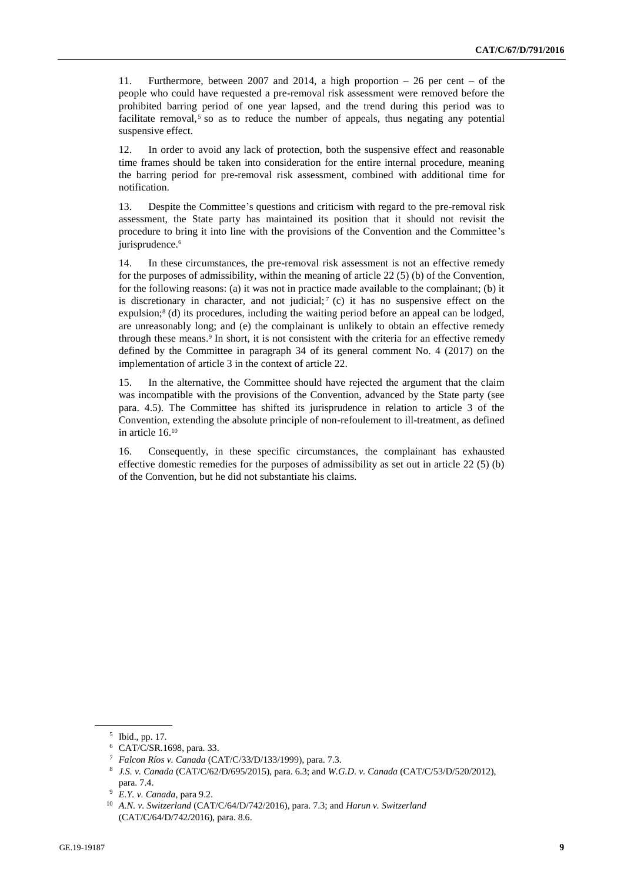11. Furthermore, between 2007 and 2014, a high proportion – 26 per cent – of the people who could have requested a pre-removal risk assessment were removed before the prohibited barring period of one year lapsed, and the trend during this period was to facilitate removal,[5] so as to reduce the number of appeals, thus negating any potential suspensive effect.

12. In order to avoid any lack of protection, both the suspensive effect and reasonable time frames should be taken into consideration for the entire internal procedure, meaning the barring period for pre-removal risk assessment, combined with additional time for notification.

13. Despite the Committee's questions and criticism with regard to the pre-removal risk assessment, the State party has maintained its position that it should not revisit the procedure to bring it into line with the provisions of the Convention and the Committee's jurisprudence.[6]

14. In these circumstances, the pre-removal risk assessment is not an effective remedy for the purposes of admissibility, within the meaning of article 22 (5) (b) of the Convention, for the following reasons: (a) it was not in practice made available to the complainant; (b) it is discretionary in character, and not judicial;[7] (c) it has no suspensive effect on the expulsion;[8] (d) its procedures, including the waiting period before an appeal can be lodged, are unreasonably long; and (e) the complainant is unlikely to obtain an effective remedy through these means.[9] In short, it is not consistent with the criteria for an effective remedy defined by the Committee in paragraph 34 of its general comment No. 4 (2017) on the implementation of article 3 in the context of article 22.

15. In the alternative, the Committee should have rejected the argument that the claim was incompatible with the provisions of the Convention, advanced by the State party (see para. 4.5). The Committee has shifted its jurisprudence in relation to article 3 of the Convention, extending the absolute principle of non-refoulement to ill-treatment, as defined in article 16.[10]

16. Consequently, in these specific circumstances, the complainant has exhausted effective domestic remedies for the purposes of admissibility as set out in article 22 (5) (b) of the Convention, but he did not substantiate his claims.

---

[5] Ibid., pp. 17.

[6] CAT/C/SR.1698, para. 33.

[7] *Falcon Ríos v. Canada* (CAT/C/33/D/133/1999), para. 7.3.

[8] *J.S. v. Canada* (CAT/C/62/D/695/2015), para. 6.3; and *W.G.D. v. Canada* (CAT/C/53/D/520/2012), para. 7.4.

[9] *E.Y. v. Canada*, para 9.2.

[10] *A.N. v. Switzerland* (CAT/C/64/D/742/2016), para. 7.3; and *Harun v. Switzerland* (CAT/C/64/D/742/2016), para. 8.6.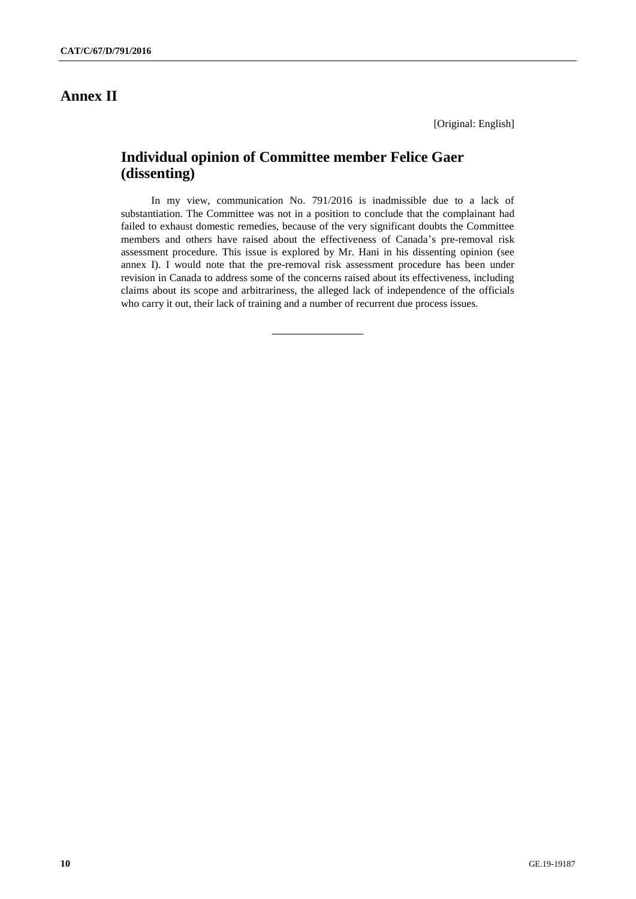# Annex II

[Original: English]

## Individual opinion of Committee member Felice Gaer (dissenting)

In my view, communication No. 791/2016 is inadmissible due to a lack of substantiation. The Committee was not in a position to conclude that the complainant had failed to exhaust domestic remedies, because of the very significant doubts the Committee members and others have raised about the effectiveness of Canada's pre-removal risk assessment procedure. This issue is explored by Mr. Hani in his dissenting opinion (see annex I). I would note that the pre-removal risk assessment procedure has been under revision in Canada to address some of the concerns raised about its effectiveness, including claims about its scope and arbitrariness, the alleged lack of independence of the officials who carry it out, their lack of training and a number of recurrent due process issues.